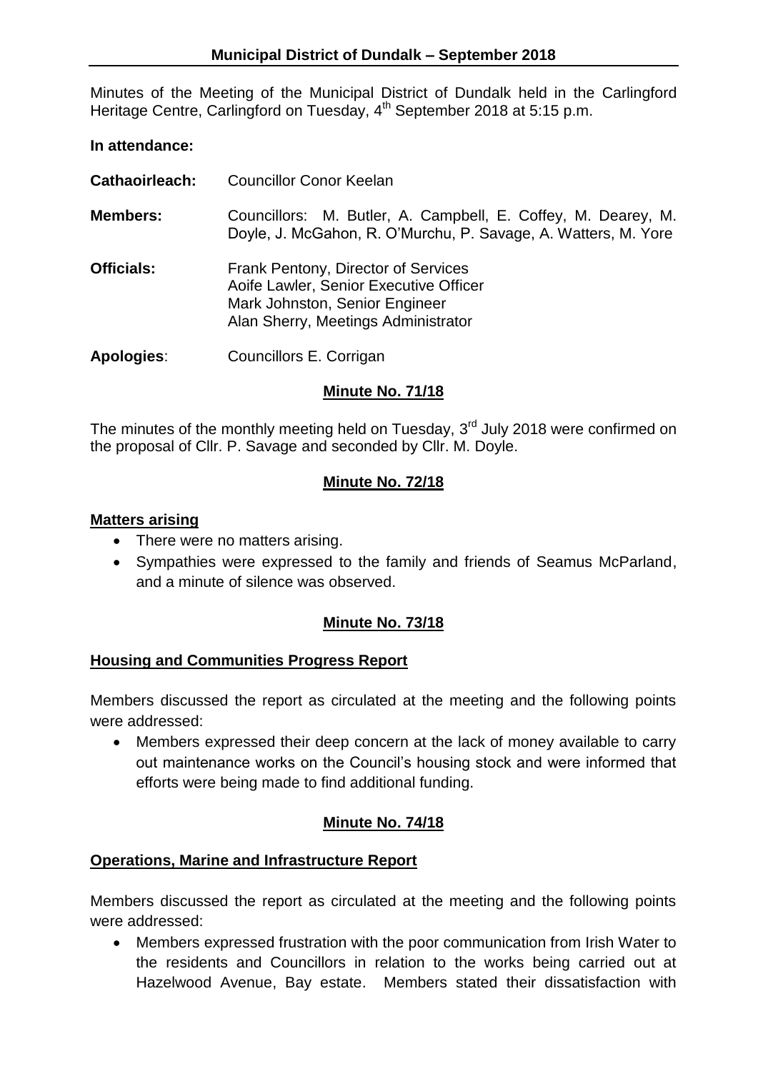# Municipal District of Dundalk – September 2018

Minutes of the Meeting of the Municipal District of Dundalk held in the Carlingford Heritage Centre, Carlingford on Tuesday, 4th September 2018 at 5:15 p.m.

**In attendance:**

**Cathaoirleach:** Councillor Conor Keelan

**Members:** Councillors: M. Butler, A. Campbell, E. Coffey, M. Dearey, M. Doyle, J. McGahon, R. O'Murchu, P. Savage, A. Watters, M. Yore

**Officials:** Frank Pentony, Director of Services
Aoife Lawler, Senior Executive Officer
Mark Johnston, Senior Engineer
Alan Sherry, Meetings Administrator

**Apologies**: Councillors E. Corrigan

## Minute No. 71/18

The minutes of the monthly meeting held on Tuesday, 3rd July 2018 were confirmed on the proposal of Cllr. P. Savage and seconded by Cllr. M. Doyle.

## Minute No. 72/18

**Matters arising**

- There were no matters arising.
- Sympathies were expressed to the family and friends of Seamus McParland, and a minute of silence was observed.

## Minute No. 73/18

**Housing and Communities Progress Report**

Members discussed the report as circulated at the meeting and the following points were addressed:

- Members expressed their deep concern at the lack of money available to carry out maintenance works on the Council's housing stock and were informed that efforts were being made to find additional funding.

## Minute No. 74/18

**Operations, Marine and Infrastructure Report**

Members discussed the report as circulated at the meeting and the following points were addressed:

- Members expressed frustration with the poor communication from Irish Water to the residents and Councillors in relation to the works being carried out at Hazelwood Avenue, Bay estate. Members stated their dissatisfaction with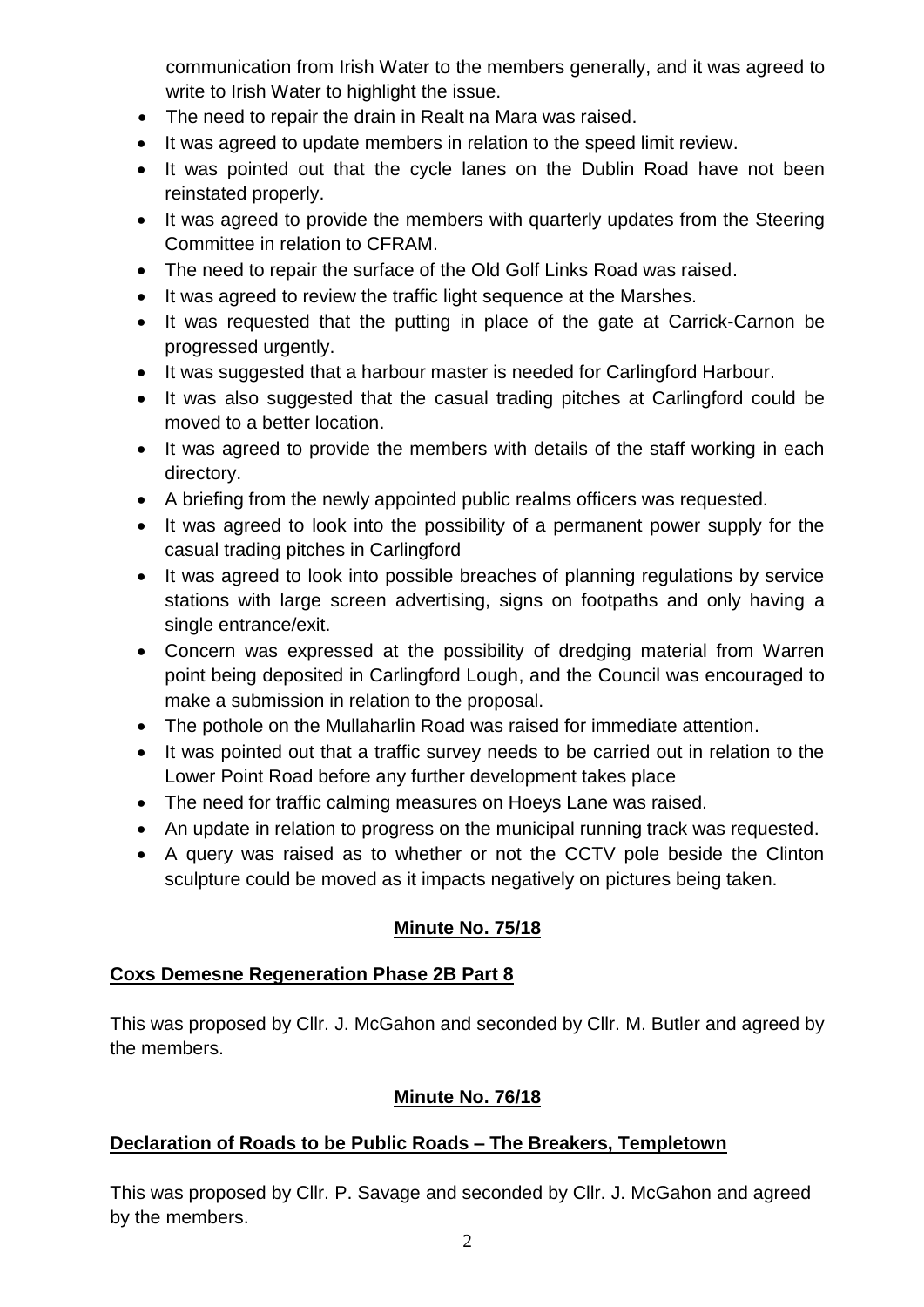communication from Irish Water to the members generally, and it was agreed to write to Irish Water to highlight the issue.

- The need to repair the drain in Realt na Mara was raised.
- It was agreed to update members in relation to the speed limit review.
- It was pointed out that the cycle lanes on the Dublin Road have not been reinstated properly.
- It was agreed to provide the members with quarterly updates from the Steering Committee in relation to CFRAM.
- The need to repair the surface of the Old Golf Links Road was raised.
- It was agreed to review the traffic light sequence at the Marshes.
- It was requested that the putting in place of the gate at Carrick-Carnon be progressed urgently.
- It was suggested that a harbour master is needed for Carlingford Harbour.
- It was also suggested that the casual trading pitches at Carlingford could be moved to a better location.
- It was agreed to provide the members with details of the staff working in each directory.
- A briefing from the newly appointed public realms officers was requested.
- It was agreed to look into the possibility of a permanent power supply for the casual trading pitches in Carlingford
- It was agreed to look into possible breaches of planning regulations by service stations with large screen advertising, signs on footpaths and only having a single entrance/exit.
- Concern was expressed at the possibility of dredging material from Warren point being deposited in Carlingford Lough, and the Council was encouraged to make a submission in relation to the proposal.
- The pothole on the Mullaharlin Road was raised for immediate attention.
- It was pointed out that a traffic survey needs to be carried out in relation to the Lower Point Road before any further development takes place
- The need for traffic calming measures on Hoeys Lane was raised.
- An update in relation to progress on the municipal running track was requested.
- A query was raised as to whether or not the CCTV pole beside the Clinton sculpture could be moved as it impacts negatively on pictures being taken.

## Minute No. 75/18

**Coxs Demesne Regeneration Phase 2B Part 8**

This was proposed by Cllr. J. McGahon and seconded by Cllr. M. Butler and agreed by the members.

## Minute No. 76/18

**Declaration of Roads to be Public Roads – The Breakers, Templetown**

This was proposed by Cllr. P. Savage and seconded by Cllr. J. McGahon and agreed by the members.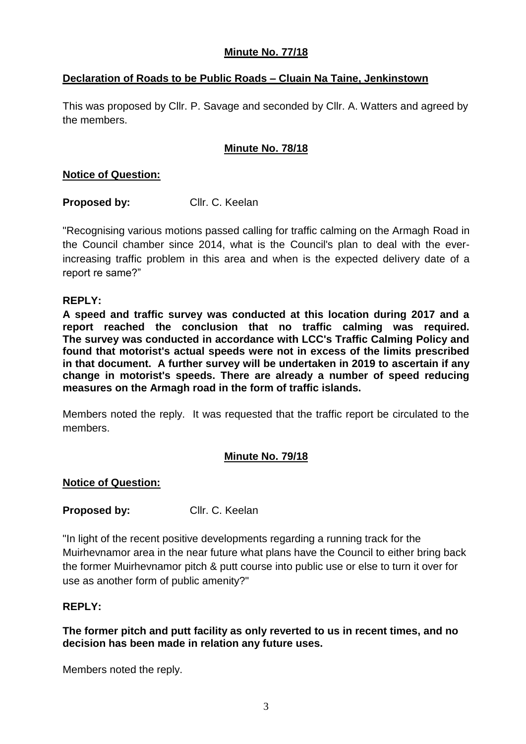**Minute No. 77/18**

**Declaration of Roads to be Public Roads – Cluain Na Taine, Jenkinstown**

This was proposed by Cllr. P. Savage and seconded by Cllr. A. Watters and agreed by the members.

**Minute No. 78/18**

**Notice of Question:**

**Proposed by:** Cllr. C. Keelan

"Recognising various motions passed calling for traffic calming on the Armagh Road in the Council chamber since 2014, what is the Council's plan to deal with the ever-increasing traffic problem in this area and when is the expected delivery date of a report re same?"

**REPLY:**

**A speed and traffic survey was conducted at this location during 2017 and a report reached the conclusion that no traffic calming was required. The survey was conducted in accordance with LCC's Traffic Calming Policy and found that motorist's actual speeds were not in excess of the limits prescribed in that document. A further survey will be undertaken in 2019 to ascertain if any change in motorist's speeds. There are already a number of speed reducing measures on the Armagh road in the form of traffic islands.**

Members noted the reply. It was requested that the traffic report be circulated to the members.

**Minute No. 79/18**

**Notice of Question:**

**Proposed by:** Cllr. C. Keelan

"In light of the recent positive developments regarding a running track for the Muirhevnamor area in the near future what plans have the Council to either bring back the former Muirhevnamor pitch & putt course into public use or else to turn it over for use as another form of public amenity?"

**REPLY:**

**The former pitch and putt facility as only reverted to us in recent times, and no decision has been made in relation any future uses.**

Members noted the reply.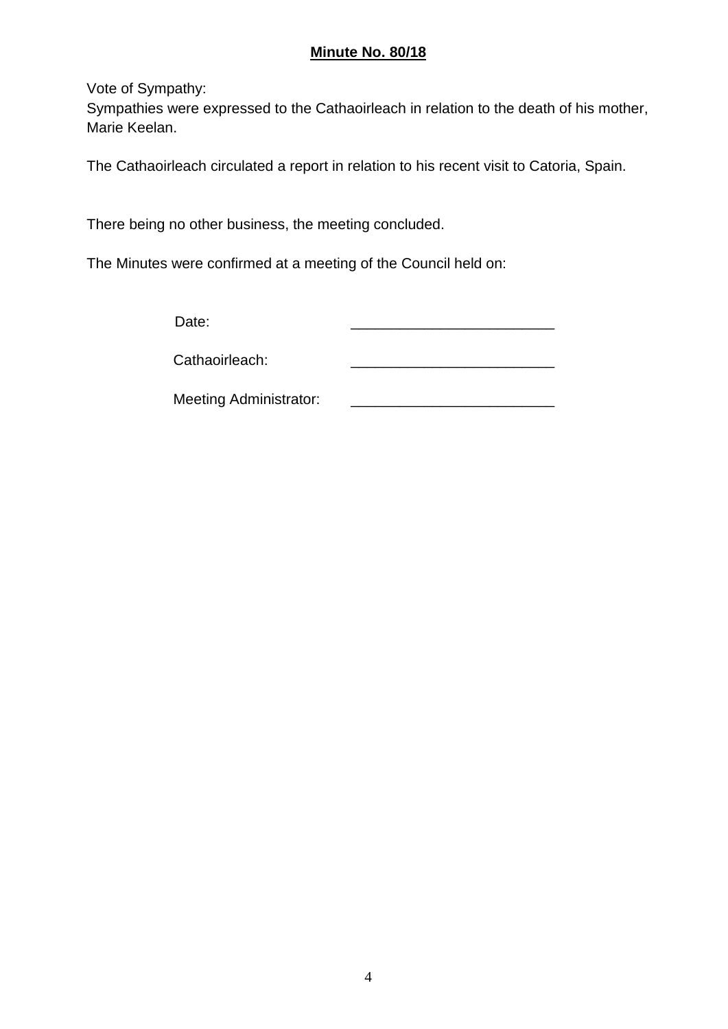**Minute No. 80/18**

Vote of Sympathy:
Sympathies were expressed to the Cathaoirleach in relation to the death of his mother, Marie Keelan.

The Cathaoirleach circulated a report in relation to his recent visit to Catoria, Spain.

There being no other business, the meeting concluded.

The Minutes were confirmed at a meeting of the Council held on:

Date: _________________________

Cathaoirleach: _________________________

Meeting Administrator: _________________________